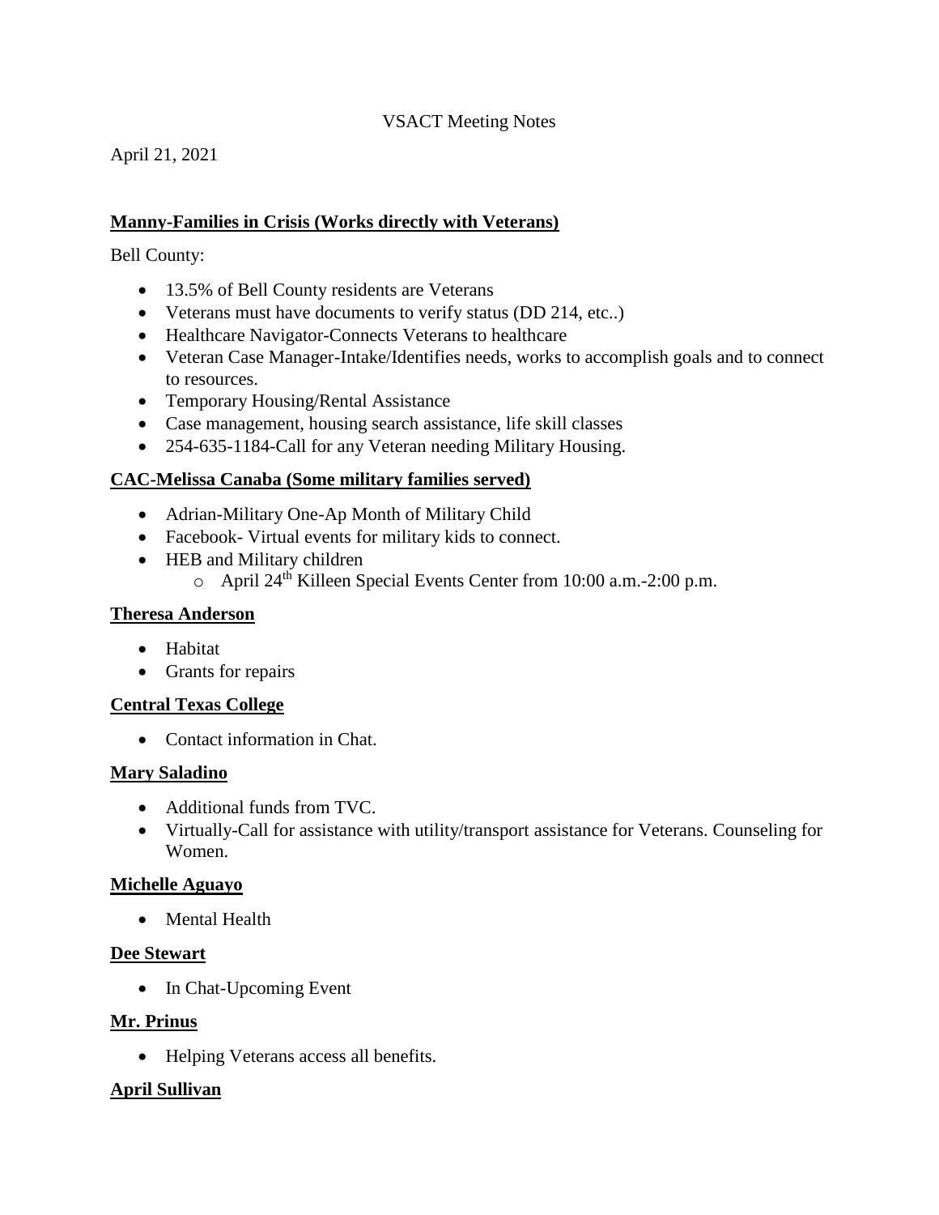VSACT Meeting Notes

April 21, 2021

**Manny-Families in Crisis (Works directly with Veterans)**

Bell County:

- 13.5% of Bell County residents are Veterans
- Veterans must have documents to verify status (DD 214, etc..)
- Healthcare Navigator-Connects Veterans to healthcare
- Veteran Case Manager-Intake/Identifies needs, works to accomplish goals and to connect to resources.
- Temporary Housing/Rental Assistance
- Case management, housing search assistance, life skill classes
- 254-635-1184-Call for any Veteran needing Military Housing.

**CAC-Melissa Canaba (Some military families served)**

- Adrian-Military One-Ap Month of Military Child
- Facebook- Virtual events for military kids to connect.
- HEB and Military children
  - April 24th Killeen Special Events Center from 10:00 a.m.-2:00 p.m.

**Theresa Anderson**

- Habitat
- Grants for repairs

**Central Texas College**

- Contact information in Chat.

**Mary Saladino**

- Additional funds from TVC.
- Virtually-Call for assistance with utility/transport assistance for Veterans. Counseling for Women.

**Michelle Aguayo**

- Mental Health

**Dee Stewart**

- In Chat-Upcoming Event

**Mr. Prinus**

- Helping Veterans access all benefits.

**April Sullivan**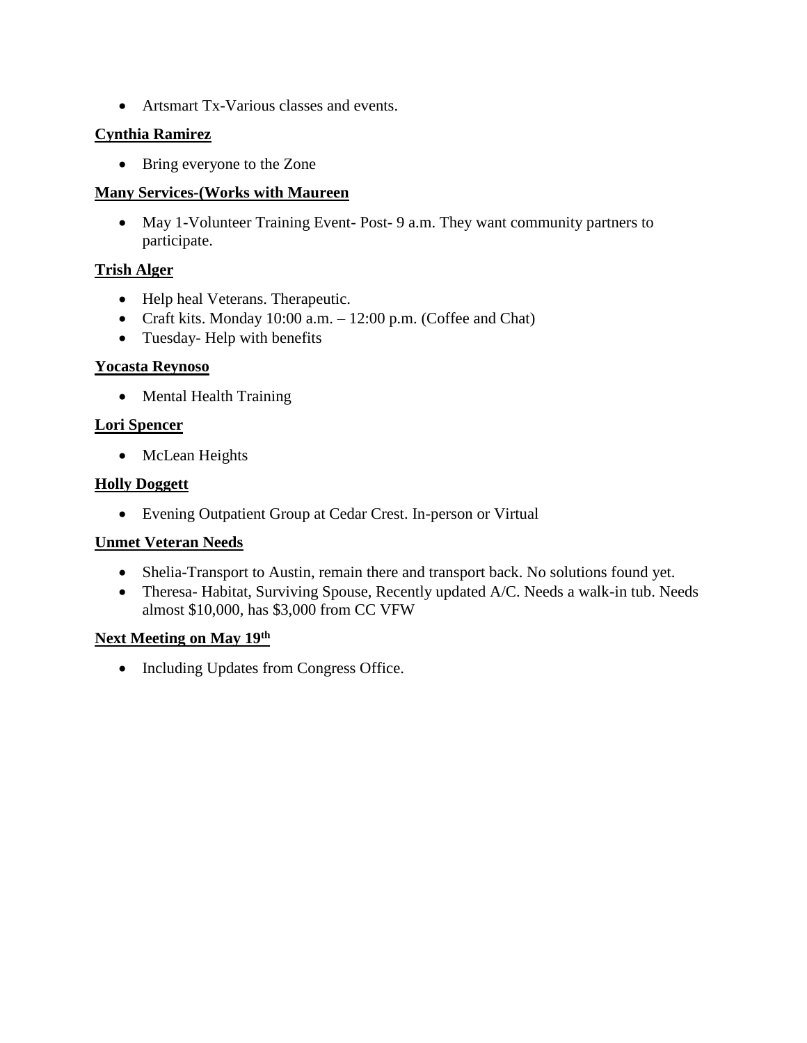- Artsmart Tx-Various classes and events.

**Cynthia Ramirez**

- Bring everyone to the Zone

**Many Services-(Works with Maureen**

- May 1-Volunteer Training Event- Post- 9 a.m. They want community partners to participate.

**Trish Alger**

- Help heal Veterans. Therapeutic.
- Craft kits. Monday 10:00 a.m. – 12:00 p.m. (Coffee and Chat)
- Tuesday- Help with benefits

**Yocasta Reynoso**

- Mental Health Training

**Lori Spencer**

- McLean Heights

**Holly Doggett**

- Evening Outpatient Group at Cedar Crest. In-person or Virtual

**Unmet Veteran Needs**

- Shelia-Transport to Austin, remain there and transport back. No solutions found yet.
- Theresa- Habitat, Surviving Spouse, Recently updated A/C. Needs a walk-in tub. Needs almost $10,000, has $3,000 from CC VFW

**Next Meeting on May 19th**

- Including Updates from Congress Office.